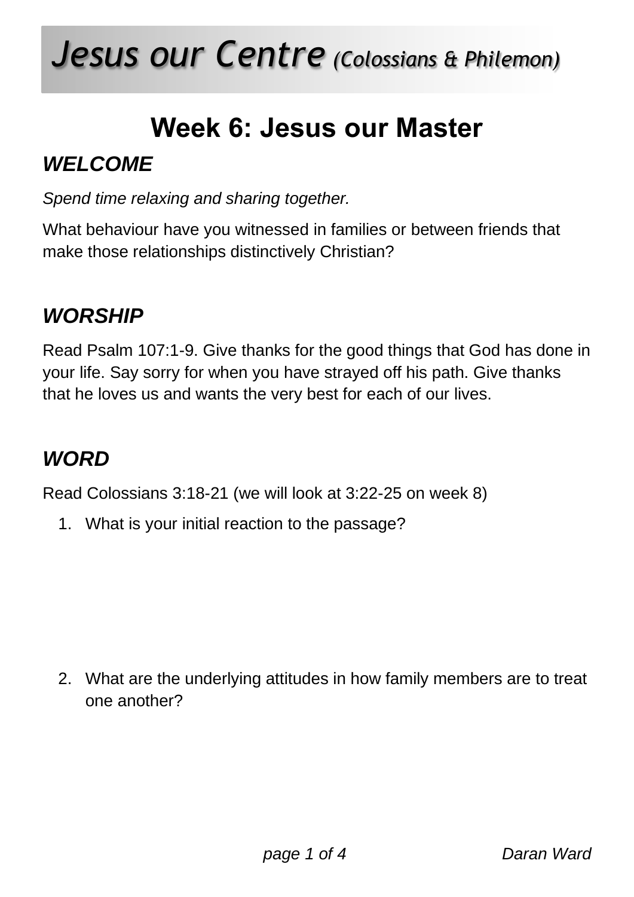# *Jesus our Centre (Colossians & Philemon)*

## Week 6: Jesus our Master

### *WELCOME*

*Spend time relaxing and sharing together.*

What behaviour have you witnessed in families or between friends that make those relationships distinctively Christian?

### *WORSHIP*

Read Psalm 107:1-9. Give thanks for the good things that God has done in your life. Say sorry for when you have strayed off his path. Give thanks that he loves us and wants the very best for each of our lives.

### *WORD*

Read Colossians 3:18-21 (we will look at 3:22-25 on week 8)

1. What is your initial reaction to the passage?

2. What are the underlying attitudes in how family members are to treat one another?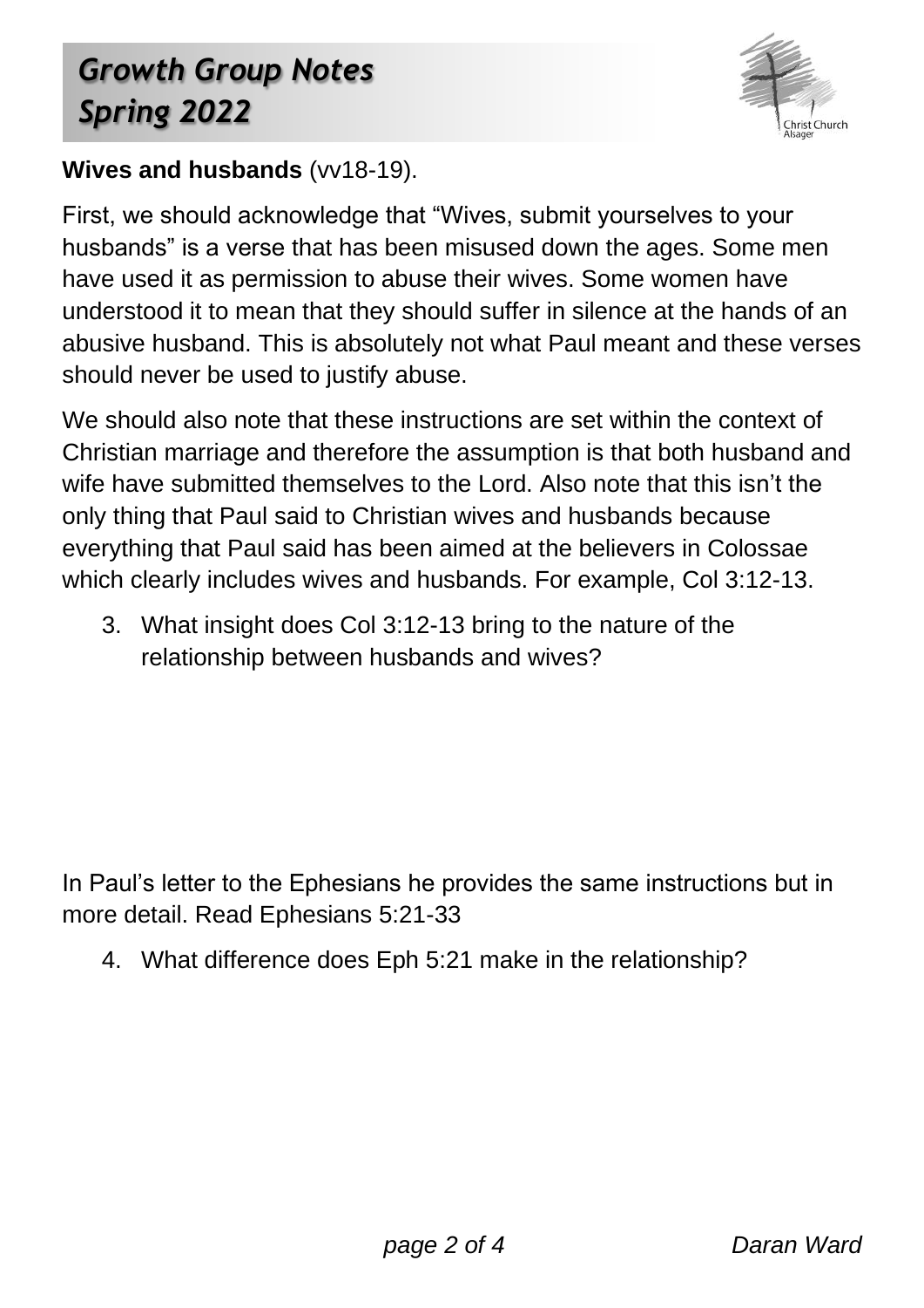**Wives and husbands** (vv18-19).

First, we should acknowledge that "Wives, submit yourselves to your husbands" is a verse that has been misused down the ages. Some men have used it as permission to abuse their wives. Some women have understood it to mean that they should suffer in silence at the hands of an abusive husband. This is absolutely not what Paul meant and these verses should never be used to justify abuse.

We should also note that these instructions are set within the context of Christian marriage and therefore the assumption is that both husband and wife have submitted themselves to the Lord. Also note that this isn't the only thing that Paul said to Christian wives and husbands because everything that Paul said has been aimed at the believers in Colossae which clearly includes wives and husbands. For example, Col 3:12-13.

3. What insight does Col 3:12-13 bring to the nature of the relationship between husbands and wives?

In Paul's letter to the Ephesians he provides the same instructions but in more detail. Read Ephesians 5:21-33

4. What difference does Eph 5:21 make in the relationship?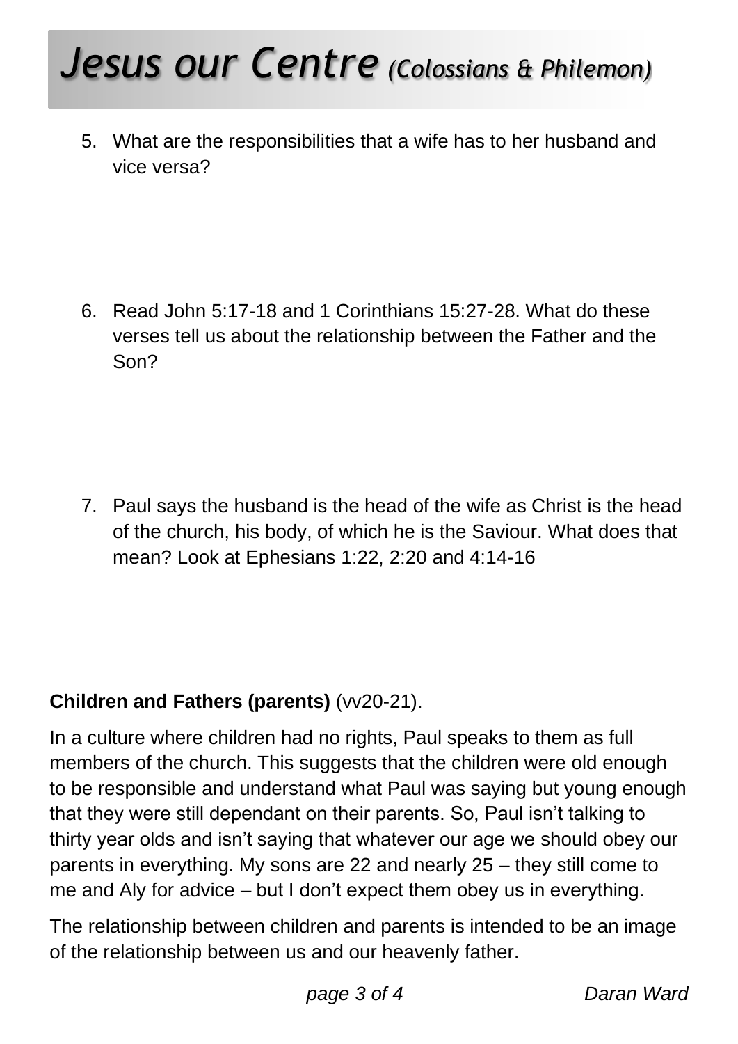5. What are the responsibilities that a wife has to her husband and vice versa?

6. Read John 5:17-18 and 1 Corinthians 15:27-28. What do these verses tell us about the relationship between the Father and the Son?

7. Paul says the husband is the head of the wife as Christ is the head of the church, his body, of which he is the Saviour. What does that mean? Look at Ephesians 1:22, 2:20 and 4:14-16

**Children and Fathers (parents)** (vv20-21).

In a culture where children had no rights, Paul speaks to them as full members of the church. This suggests that the children were old enough to be responsible and understand what Paul was saying but young enough that they were still dependant on their parents. So, Paul isn't talking to thirty year olds and isn't saying that whatever our age we should obey our parents in everything. My sons are 22 and nearly 25 – they still come to me and Aly for advice – but I don't expect them obey us in everything.

The relationship between children and parents is intended to be an image of the relationship between us and our heavenly father.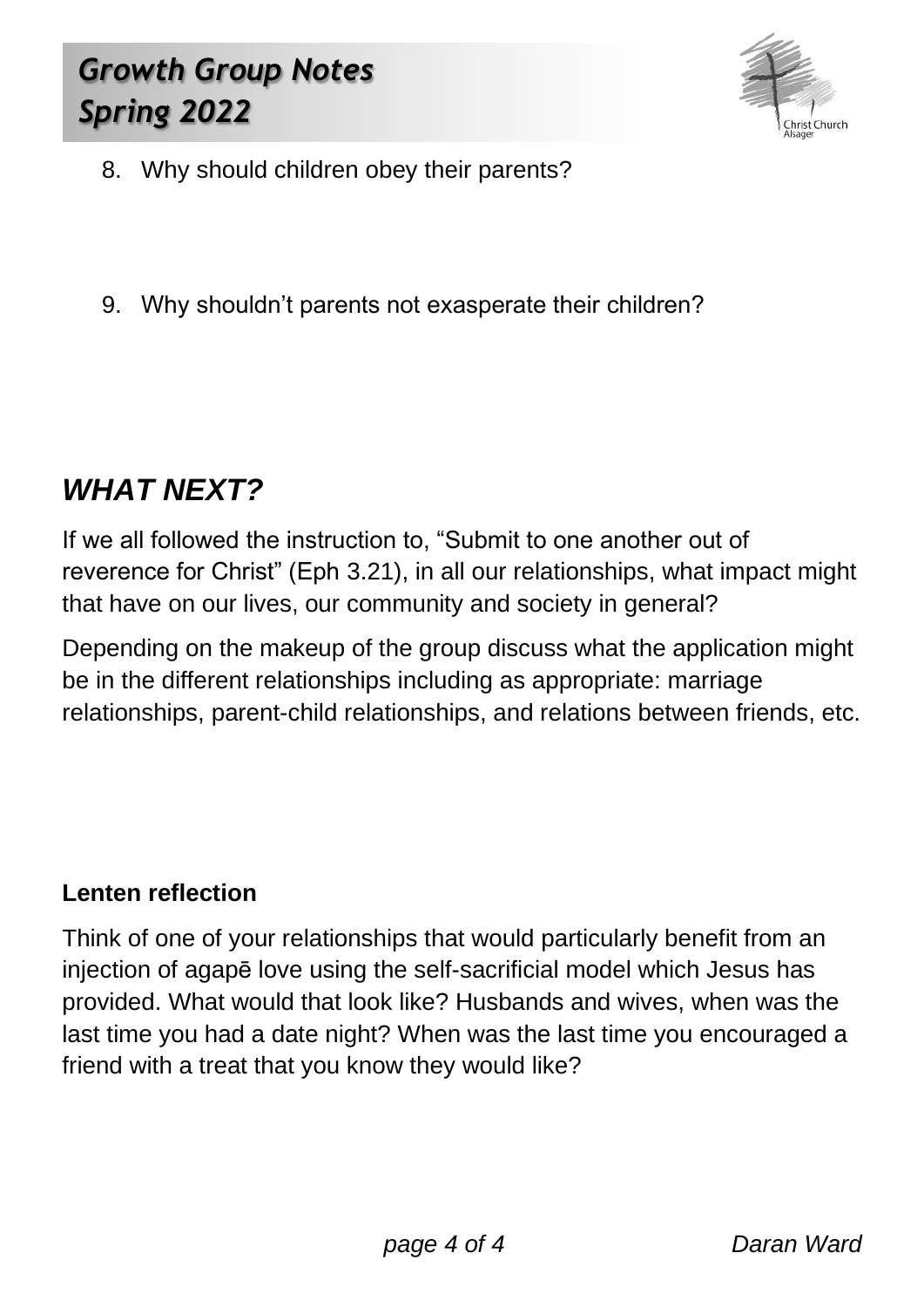8. Why should children obey their parents?

9. Why shouldn't parents not exasperate their children?

## *WHAT NEXT?*

If we all followed the instruction to, "Submit to one another out of reverence for Christ" (Eph 3.21), in all our relationships, what impact might that have on our lives, our community and society in general?

Depending on the makeup of the group discuss what the application might be in the different relationships including as appropriate: marriage relationships, parent-child relationships, and relations between friends, etc.

**Lenten reflection**

Think of one of your relationships that would particularly benefit from an injection of agapē love using the self-sacrificial model which Jesus has provided. What would that look like? Husbands and wives, when was the last time you had a date night? When was the last time you encouraged a friend with a treat that you know they would like?